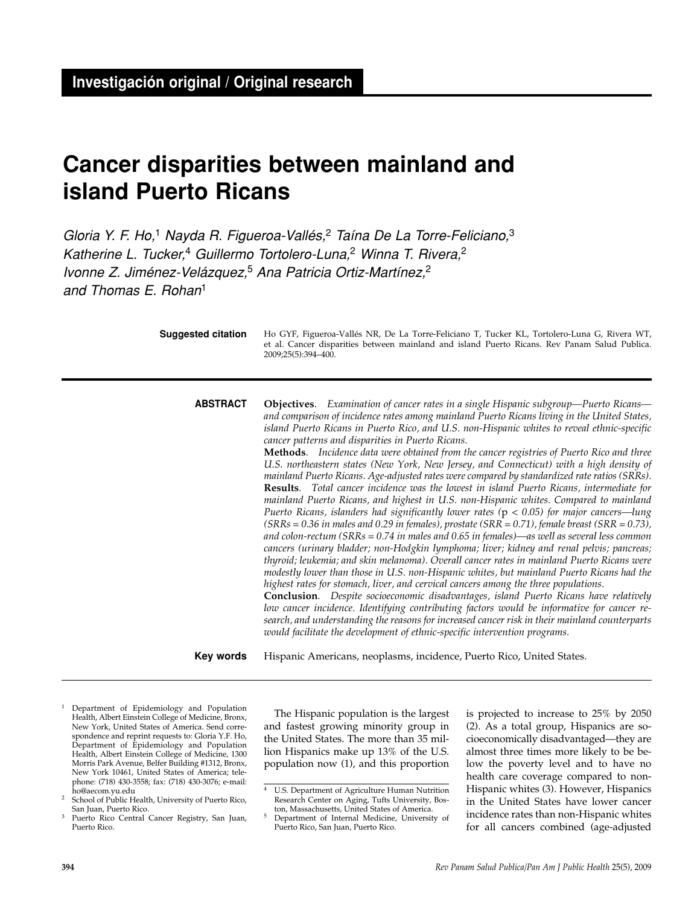**Investigación original / Original research**

# Cancer disparities between mainland and island Puerto Ricans

*Gloria Y. F. Ho,[1] Nayda R. Figueroa-Vallés,[2] Taína De La Torre-Feliciano,[3] Katherine L. Tucker,[4] Guillermo Tortolero-Luna,[2] Winna T. Rivera,[2] Ivonne Z. Jiménez-Velázquez,[5] Ana Patricia Ortiz-Martínez,[2] and Thomas E. Rohan[1]*

**Suggested citation** Ho GYF, Figueroa-Vallés NR, De La Torre-Feliciano T, Tucker KL, Tortolero-Luna G, Rivera WT, et al. Cancer disparities between mainland and island Puerto Ricans. Rev Panam Salud Publica. 2009;25(5):394–400.

**ABSTRACT**

**Objectives**. *Examination of cancer rates in a single Hispanic subgroup—Puerto Ricans—and comparison of incidence rates among mainland Puerto Ricans living in the United States, island Puerto Ricans in Puerto Rico, and U.S. non-Hispanic whites to reveal ethnic-specific cancer patterns and disparities in Puerto Ricans.*

**Methods**. *Incidence data were obtained from the cancer registries of Puerto Rico and three U.S. northeastern states (New York, New Jersey, and Connecticut) with a high density of mainland Puerto Ricans. Age-adjusted rates were compared by standardized rate ratios (SRRs).*

**Results**. *Total cancer incidence was the lowest in island Puerto Ricans, intermediate for mainland Puerto Ricans, and highest in U.S. non-Hispanic whites. Compared to mainland Puerto Ricans, islanders had significantly lower rates (*$p < 0.05$*) for major cancers—lung (SRRs = 0.36 in males and 0.29 in females), prostate (SRR = 0.71), female breast (SRR = 0.73), and colon-rectum (SRRs = 0.74 in males and 0.65 in females)—as well as several less common cancers (urinary bladder; non-Hodgkin lymphoma; liver; kidney and renal pelvis; pancreas; thyroid; leukemia; and skin melanoma). Overall cancer rates in mainland Puerto Ricans were modestly lower than those in U.S. non-Hispanic whites, but mainland Puerto Ricans had the highest rates for stomach, liver, and cervical cancers among the three populations.*

**Conclusion**. *Despite socioeconomic disadvantages, island Puerto Ricans have relatively low cancer incidence. Identifying contributing factors would be informative for cancer research, and understanding the reasons for increased cancer risk in their mainland counterparts would facilitate the development of ethnic-specific intervention programs.*

**Key words** Hispanic Americans, neoplasms, incidence, Puerto Rico, United States.

The Hispanic population is the largest and fastest growing minority group in the United States. The more than 35 million Hispanics make up 13% of the U.S. population now (1), and this proportion is projected to increase to 25% by 2050 (2). As a total group, Hispanics are socioeconomically disadvantaged—they are almost three times more likely to be below the poverty level and to have no health care coverage compared to non-Hispanic whites (3). However, Hispanics in the United States have lower cancer incidence rates than non-Hispanic whites for all cancers combined (age-adjusted

---

[1] Department of Epidemiology and Population Health, Albert Einstein College of Medicine, Bronx, New York, United States of America. Send correspondence and reprint requests to: Gloria Y.F. Ho, Department of Epidemiology and Population Health, Albert Einstein College of Medicine, 1300 Morris Park Avenue, Belfer Building #1312, Bronx, New York 10461, United States of America; telephone: (718) 430-3558; fax: (718) 430-3076; e-mail: ho@aecom.yu.edu

[2] School of Public Health, University of Puerto Rico, San Juan, Puerto Rico.

[3] Puerto Rico Central Cancer Registry, San Juan, Puerto Rico.

[4] U.S. Department of Agriculture Human Nutrition Research Center on Aging, Tufts University, Boston, Massachusetts, United States of America.

[5] Department of Internal Medicine, University of Puerto Rico, San Juan, Puerto Rico.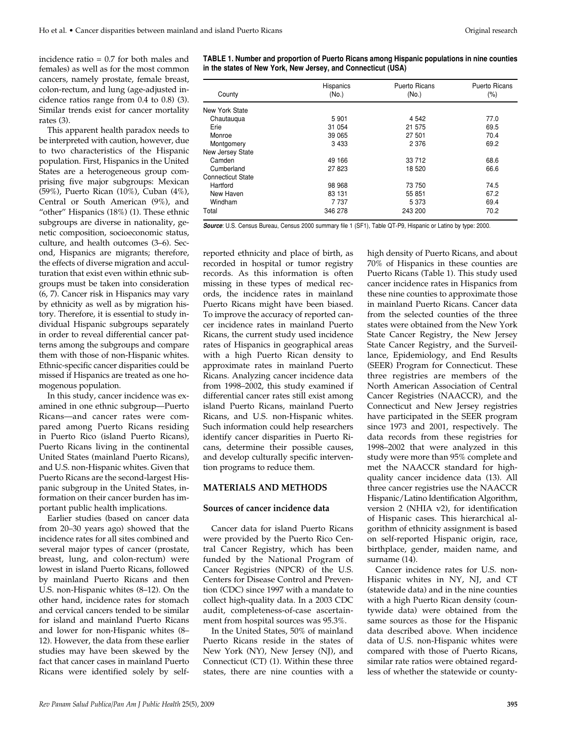incidence ratio = 0.7 for both males and females) as well as for the most common cancers, namely prostate, female breast, colon-rectum, and lung (age-adjusted incidence ratios range from 0.4 to 0.8) (3). Similar trends exist for cancer mortality rates (3).

This apparent health paradox needs to be interpreted with caution, however, due to two characteristics of the Hispanic population. First, Hispanics in the United States are a heterogeneous group comprising five major subgroups: Mexican (59%), Puerto Rican (10%), Cuban (4%), Central or South American (9%), and "other" Hispanics (18%) (1). These ethnic subgroups are diverse in nationality, genetic composition, socioeconomic status, culture, and health outcomes (3–6). Second, Hispanics are migrants; therefore, the effects of diverse migration and acculturation that exist even within ethnic subgroups must be taken into consideration (6, 7). Cancer risk in Hispanics may vary by ethnicity as well as by migration history. Therefore, it is essential to study individual Hispanic subgroups separately in order to reveal differential cancer patterns among the subgroups and compare them with those of non-Hispanic whites. Ethnic-specific cancer disparities could be missed if Hispanics are treated as one homogenous population.

In this study, cancer incidence was examined in one ethnic subgroup—Puerto Ricans—and cancer rates were compared among Puerto Ricans residing in Puerto Rico (island Puerto Ricans), Puerto Ricans living in the continental United States (mainland Puerto Ricans), and U.S. non-Hispanic whites. Given that Puerto Ricans are the second-largest Hispanic subgroup in the United States, information on their cancer burden has important public health implications.

Earlier studies (based on cancer data from 20–30 years ago) showed that the incidence rates for all sites combined and several major types of cancer (prostate, breast, lung, and colon-rectum) were lowest in island Puerto Ricans, followed by mainland Puerto Ricans and then U.S. non-Hispanic whites (8–12). On the other hand, incidence rates for stomach and cervical cancers tended to be similar for island and mainland Puerto Ricans and lower for non-Hispanic whites (8–12). However, the data from these earlier studies may have been skewed by the fact that cancer cases in mainland Puerto Ricans were identified solely by self-reported ethnicity and place of birth, as recorded in hospital or tumor registry records. As this information is often missing in these types of medical records, the incidence rates in mainland Puerto Ricans might have been biased. To improve the accuracy of reported cancer incidence rates in mainland Puerto Ricans, the current study used incidence rates of Hispanics in geographical areas with a high Puerto Rican density to approximate rates in mainland Puerto Ricans. Analyzing cancer incidence data from 1998–2002, this study examined if differential cancer rates still exist among island Puerto Ricans, mainland Puerto Ricans, and U.S. non-Hispanic whites. Such information could help researchers identify cancer disparities in Puerto Ricans, determine their possible causes, and develop culturally specific intervention programs to reduce them.

**TABLE 1. Number and proportion of Puerto Ricans among Hispanic populations in nine counties in the states of New York, New Jersey, and Connecticut (USA)**

| County | Hispanics (No.) | Puerto Ricans (No.) | Puerto Ricans (%) |
|---|---|---|---|
| New York State | | | |
| Chautauqua | 5 901 | 4 542 | 77.0 |
| Erie | 31 054 | 21 575 | 69.5 |
| Monroe | 39 065 | 27 501 | 70.4 |
| Montgomery | 3 433 | 2 376 | 69.2 |
| New Jersey State | | | |
| Camden | 49 166 | 33 712 | 68.6 |
| Cumberland | 27 823 | 18 520 | 66.6 |
| Connecticut State | | | |
| Hartford | 98 968 | 73 750 | 74.5 |
| New Haven | 83 131 | 55 851 | 67.2 |
| Windham | 7 737 | 5 373 | 69.4 |
| Total | 346 278 | 243 200 | 70.2 |

***Source***: U.S. Census Bureau, Census 2000 summary file 1 (SF1), Table QT-P9, Hispanic or Latino by type: 2000.

## MATERIALS AND METHODS

### Sources of cancer incidence data

Cancer data for island Puerto Ricans were provided by the Puerto Rico Central Cancer Registry, which has been funded by the National Program of Cancer Registries (NPCR) of the U.S. Centers for Disease Control and Prevention (CDC) since 1997 with a mandate to collect high-quality data. In a 2003 CDC audit, completeness-of-case ascertainment from hospital sources was 95.3%.

In the United States, 50% of mainland Puerto Ricans reside in the states of New York (NY), New Jersey (NJ), and Connecticut (CT) (1). Within these three states, there are nine counties with a high density of Puerto Ricans, and about 70% of Hispanics in these counties are Puerto Ricans (Table 1). This study used cancer incidence rates in Hispanics from these nine counties to approximate those in mainland Puerto Ricans. Cancer data from the selected counties of the three states were obtained from the New York State Cancer Registry, the New Jersey State Cancer Registry, and the Surveillance, Epidemiology, and End Results (SEER) Program for Connecticut. These three registries are members of the North American Association of Central Cancer Registries (NAACCR), and the Connecticut and New Jersey registries have participated in the SEER program since 1973 and 2001, respectively. The data records from these registries for 1998–2002 that were analyzed in this study were more than 95% complete and met the NAACCR standard for high-quality cancer incidence data (13). All three cancer registries use the NAACCR Hispanic/Latino Identification Algorithm, version 2 (NHIA v2), for identification of Hispanic cases. This hierarchical algorithm of ethnicity assignment is based on self-reported Hispanic origin, race, birthplace, gender, maiden name, and surname (14).

Cancer incidence rates for U.S. non-Hispanic whites in NY, NJ, and CT (statewide data) and in the nine counties with a high Puerto Rican density (countywide data) were obtained from the same sources as those for the Hispanic data described above. When incidence data of U.S. non-Hispanic whites were compared with those of Puerto Ricans, similar rate ratios were obtained regardless of whether the statewide or county-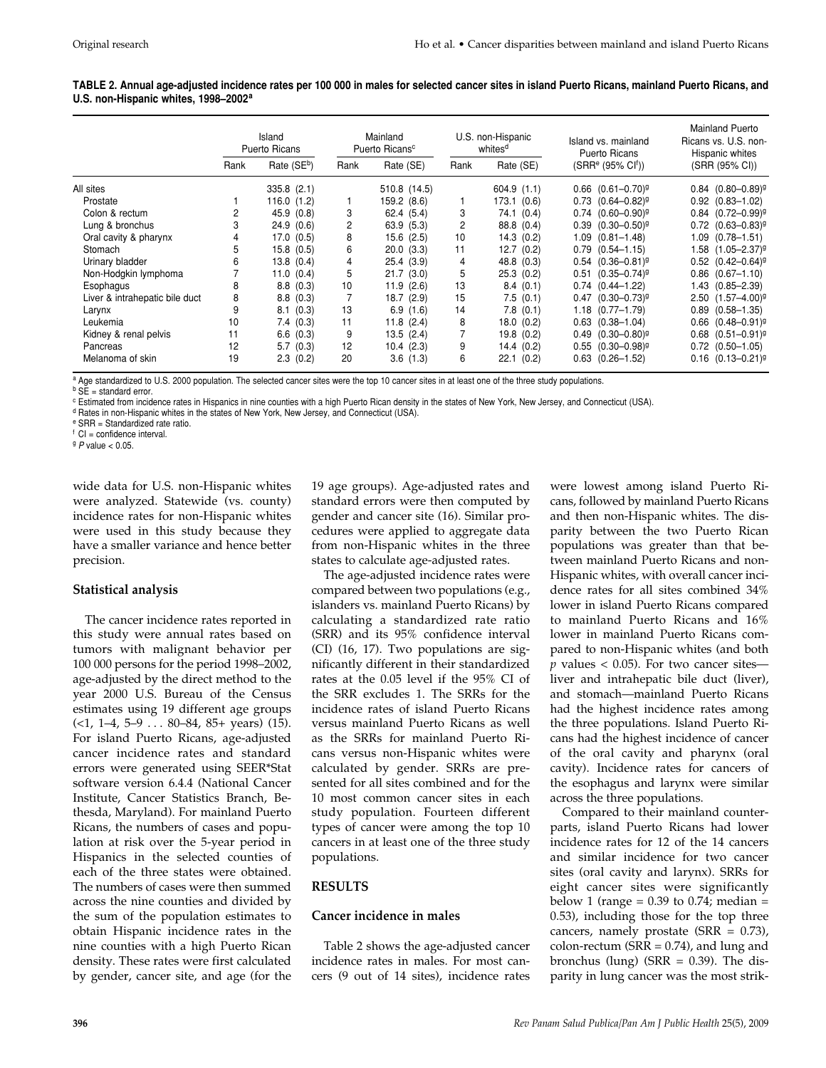**TABLE 2. Annual age-adjusted incidence rates per 100 000 in males for selected cancer sites in island Puerto Ricans, mainland Puerto Ricans, and U.S. non-Hispanic whites, 1998–2002[a]**

| | Island Puerto Ricans | | Mainland Puerto Ricans[c] | | U.S. non-Hispanic whites[d] | | Island vs. mainland Puerto Ricans | Mainland Puerto Ricans vs. U.S. non-Hispanic whites |
|---|---|---|---|---|---|---|---|---|
| | Rank | Rate (SE[b]) | Rank | Rate (SE) | Rank | Rate (SE) | (SRR[e] (95% CI[f])) | (SRR (95% CI)) |
| All sites | | 335.8 (2.1) | | 510.8 (14.5) | | 604.9 (1.1) | 0.66 (0.61–0.70)[g] | 0.84 (0.80–0.89)[g] |
| Prostate | 1 | 116.0 (1.2) | 1 | 159.2 (8.6) | 1 | 173.1 (0.6) | 0.73 (0.64–0.82)[g] | 0.92 (0.83–1.02) |
| Colon & rectum | 2 | 45.9 (0.8) | 3 | 62.4 (5.4) | 3 | 74.1 (0.4) | 0.74 (0.60–0.90)[g] | 0.84 (0.72–0.99)[g] |
| Lung & bronchus | 3 | 24.9 (0.6) | 2 | 63.9 (5.3) | 2 | 88.8 (0.4) | 0.39 (0.30–0.50)[g] | 0.72 (0.63–0.83)[g] |
| Oral cavity & pharynx | 4 | 17.0 (0.5) | 8 | 15.6 (2.5) | 10 | 14.3 (0.2) | 1.09 (0.81–1.48) | 1.09 (0.78–1.51) |
| Stomach | 5 | 15.8 (0.5) | 6 | 20.0 (3.3) | 11 | 12.7 (0.2) | 0.79 (0.54–1.15) | 1.58 (1.05–2.37)[g] |
| Urinary bladder | 6 | 13.8 (0.4) | 4 | 25.4 (3.9) | 4 | 48.8 (0.3) | 0.54 (0.36–0.81)[g] | 0.52 (0.42–0.64)[g] |
| Non-Hodgkin lymphoma | 7 | 11.0 (0.4) | 5 | 21.7 (3.0) | 5 | 25.3 (0.2) | 0.51 (0.35–0.74)[g] | 0.86 (0.67–1.10) |
| Esophagus | 8 | 8.8 (0.3) | 10 | 11.9 (2.6) | 13 | 8.4 (0.1) | 0.74 (0.44–1.22) | 1.43 (0.85–2.39) |
| Liver & intrahepatic bile duct | 8 | 8.8 (0.3) | 7 | 18.7 (2.9) | 15 | 7.5 (0.1) | 0.47 (0.30–0.73)[g] | 2.50 (1.57–4.00)[g] |
| Larynx | 9 | 8.1 (0.3) | 13 | 6.9 (1.6) | 14 | 7.8 (0.1) | 1.18 (0.77–1.79) | 0.89 (0.58–1.35) |
| Leukemia | 10 | 7.4 (0.3) | 11 | 11.8 (2.4) | 8 | 18.0 (0.2) | 0.63 (0.38–1.04) | 0.66 (0.48–0.91)[g] |
| Kidney & renal pelvis | 11 | 6.6 (0.3) | 9 | 13.5 (2.4) | 7 | 19.8 (0.2) | 0.49 (0.30–0.80)[g] | 0.68 (0.51–0.91)[g] |
| Pancreas | 12 | 5.7 (0.3) | 12 | 10.4 (2.3) | 9 | 14.4 (0.2) | 0.55 (0.30–0.98)[g] | 0.72 (0.50–1.05) |
| Melanoma of skin | 19 | 2.3 (0.2) | 20 | 3.6 (1.3) | 6 | 22.1 (0.2) | 0.63 (0.26–1.52) | 0.16 (0.13–0.21)[g] |

[a] Age standardized to U.S. 2000 population. The selected cancer sites were the top 10 cancer sites in at least one of the three study populations.
[b] SE = standard error.
[c] Estimated from incidence rates in Hispanics in nine counties with a high Puerto Rican density in the states of New York, New Jersey, and Connecticut (USA).
[d] Rates in non-Hispanic whites in the states of New York, New Jersey, and Connecticut (USA).
[e] SRR = Standardized rate ratio.
[f] CI = confidence interval.
[g] $P$ value < 0.05.

wide data for U.S. non-Hispanic whites were analyzed. Statewide (vs. county) incidence rates for non-Hispanic whites were used in this study because they have a smaller variance and hence better precision.

### Statistical analysis

The cancer incidence rates reported in this study were annual rates based on tumors with malignant behavior per 100 000 persons for the period 1998–2002, age-adjusted by the direct method to the year 2000 U.S. Bureau of the Census estimates using 19 different age groups (<1, 1–4, 5–9 . . . 80–84, 85+ years) (15). For island Puerto Ricans, age-adjusted cancer incidence rates and standard errors were generated using SEER*Stat software version 6.4.4 (National Cancer Institute, Cancer Statistics Branch, Bethesda, Maryland). For mainland Puerto Ricans, the numbers of cases and population at risk over the 5-year period in Hispanics in the selected counties of each of the three states were obtained. The numbers of cases were then summed across the nine counties and divided by the sum of the population estimates to obtain Hispanic incidence rates in the nine counties with a high Puerto Rican density. These rates were first calculated by gender, cancer site, and age (for the 19 age groups). Age-adjusted rates and standard errors were then computed by gender and cancer site (16). Similar procedures were applied to aggregate data from non-Hispanic whites in the three states to calculate age-adjusted rates.

The age-adjusted incidence rates were compared between two populations (e.g., islanders vs. mainland Puerto Ricans) by calculating a standardized rate ratio (SRR) and its 95% confidence interval (CI) (16, 17). Two populations are significantly different in their standardized rates at the 0.05 level if the 95% CI of the SRR excludes 1. The SRRs for the incidence rates of island Puerto Ricans versus mainland Puerto Ricans as well as the SRRs for mainland Puerto Ricans versus non-Hispanic whites were calculated by gender. SRRs are presented for all sites combined and for the 10 most common cancer sites in each study population. Fourteen different types of cancer were among the top 10 cancers in at least one of the three study populations.

## RESULTS

### Cancer incidence in males

Table 2 shows the age-adjusted cancer incidence rates in males. For most cancers (9 out of 14 sites), incidence rates were lowest among island Puerto Ricans, followed by mainland Puerto Ricans and then non-Hispanic whites. The disparity between the two Puerto Rican populations was greater than that between mainland Puerto Ricans and non-Hispanic whites, with overall cancer incidence rates for all sites combined 34% lower in island Puerto Ricans compared to mainland Puerto Ricans and 16% lower in mainland Puerto Ricans compared to non-Hispanic whites (and both $p$ values < 0.05). For two cancer sites—liver and intrahepatic bile duct (liver), and stomach—mainland Puerto Ricans had the highest incidence rates among the three populations. Island Puerto Ricans had the highest incidence of cancer of the oral cavity and pharynx (oral cavity). Incidence rates for cancers of the esophagus and larynx were similar across the three populations.

Compared to their mainland counterparts, island Puerto Ricans had lower incidence rates for 12 of the 14 cancers and similar incidence for two cancer sites (oral cavity and larynx). SRRs for eight cancer sites were significantly below 1 (range = 0.39 to 0.74; median = 0.53), including those for the top three cancers, namely prostate (SRR = 0.73), colon-rectum (SRR = 0.74), and lung and bronchus (lung) (SRR = 0.39). The disparity in lung cancer was the most strik-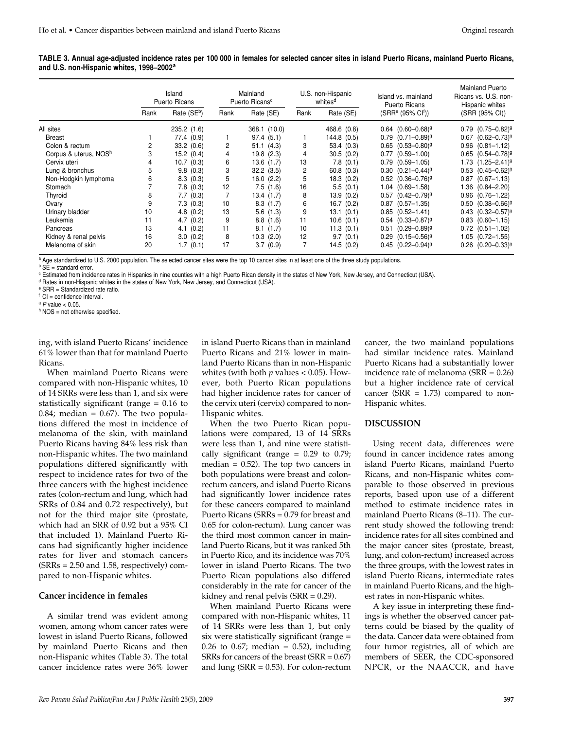**TABLE 3. Annual age-adjusted incidence rates per 100 000 in females for selected cancer sites in island Puerto Ricans, mainland Puerto Ricans, and U.S. non-Hispanic whites, 1998–2002[a]**

| | Island Puerto Ricans | | Mainland Puerto Ricans[c] | | U.S. non-Hispanic whites[d] | | Island vs. mainland Puerto Ricans | Mainland Puerto Ricans vs. U.S. non-Hispanic whites |
|---|---|---|---|---|---|---|---|---|
| | Rank | Rate (SE[b]) | Rank | Rate (SE) | Rank | Rate (SE) | (SRR[e] (95% CI[f])) | (SRR (95% CI)) |
| All sites | | 235.2 (1.6) | | 368.1 (10.0) | | 468.6 (0.8) | 0.64 (0.60–0.68)[g] | 0.79 (0.75–0.82)[g] |
| Breast | 1 | 77.4 (0.9) | 1 | 97.4 (5.1) | 1 | 144.8 (0.5) | 0.79 (0.71–0.89)[g] | 0.67 (0.62–0.73)[g] |
| Colon & rectum | 2 | 33.2 (0.6) | 2 | 51.1 (4.3) | 3 | 53.4 (0.3) | 0.65 (0.53–0.80)[g] | 0.96 (0.81–1.12) |
| Corpus & uterus, NOS[h] | 3 | 15.2 (0.4) | 4 | 19.8 (2.3) | 4 | 30.5 (0.2) | 0.77 (0.59–1.00) | 0.65 (0.54–0.78)[g] |
| Cervix uteri | 4 | 10.7 (0.3) | 6 | 13.6 (1.7) | 13 | 7.8 (0.1) | 0.79 (0.59–1.05) | 1.73 (1.25–2.41)[g] |
| Lung & bronchus | 5 | 9.8 (0.3) | 3 | 32.2 (3.5) | 2 | 60.8 (0.3) | 0.30 (0.21–0.44)[g] | 0.53 (0.45–0.62)[g] |
| Non-Hodgkin lymphoma | 6 | 8.3 (0.3) | 5 | 16.0 (2.2) | 5 | 18.3 (0.2) | 0.52 (0.36–0.76)[g] | 0.87 (0.67–1.13) |
| Stomach | 7 | 7.8 (0.3) | 12 | 7.5 (1.6) | 16 | 5.5 (0.1) | 1.04 (0.69–1.58) | 1.36 (0.84–2.20) |
| Thyroid | 8 | 7.7 (0.3) | 7 | 13.4 (1.7) | 8 | 13.9 (0.2) | 0.57 (0.42–0.79)[g] | 0.96 (0.76–1.22) |
| Ovary | 9 | 7.3 (0.3) | 10 | 8.3 (1.7) | 6 | 16.7 (0.2) | 0.87 (0.57–1.35) | 0.50 (0.38–0.66)[g] |
| Urinary bladder | 10 | 4.8 (0.2) | 13 | 5.6 (1.3) | 9 | 13.1 (0.1) | 0.85 (0.52–1.41) | 0.43 (0.32–0.57)[g] |
| Leukemia | 11 | 4.7 (0.2) | 9 | 8.8 (1.6) | 11 | 10.6 (0.1) | 0.54 (0.33–0.87)[g] | 0.83 (0.60–1.15) |
| Pancreas | 13 | 4.1 (0.2) | 11 | 8.1 (1.7) | 10 | 11.3 (0.1) | 0.51 (0.29–0.89)[g] | 0.72 (0.51–1.02) |
| Kidney & renal pelvis | 16 | 3.0 (0.2) | 8 | 10.3 (2.0) | 12 | 9.7 (0.1) | 0.29 (0.15–0.56)[g] | 1.05 (0.72–1.55) |
| Melanoma of skin | 20 | 1.7 (0.1) | 17 | 3.7 (0.9) | 7 | 14.5 (0.2) | 0.45 (0.22–0.94)[g] | 0.26 (0.20–0.33)[g] |

[a] Age standardized to U.S. 2000 population. The selected cancer sites were the top 10 cancer sites in at least one of the three study populations.
[b] SE = standard error.
[c] Estimated from incidence rates in Hispanics in nine counties with a high Puerto Rican density in the states of New York, New Jersey, and Connecticut (USA).
[d] Rates in non-Hispanic whites in the states of New York, New Jersey, and Connecticut (USA).
[e] SRR = Standardized rate ratio.
[f] CI = confidence interval.
[g] $P$ value < 0.05.
[h] NOS = not otherwise specified.

ing, with island Puerto Ricans' incidence 61% lower than that for mainland Puerto Ricans.

When mainland Puerto Ricans were compared with non-Hispanic whites, 10 of 14 SRRs were less than 1, and six were statistically significant (range = 0.16 to 0.84; median = 0.67). The two populations differed the most in incidence of melanoma of the skin, with mainland Puerto Ricans having 84% less risk than non-Hispanic whites. The two mainland populations differed significantly with respect to incidence rates for two of the three cancers with the highest incidence rates (colon-rectum and lung, which had SRRs of 0.84 and 0.72 respectively), but not for the third major site (prostate, which had an SRR of 0.92 but a 95% CI that included 1). Mainland Puerto Ricans had significantly higher incidence rates for liver and stomach cancers (SRRs = 2.50 and 1.58, respectively) compared to non-Hispanic whites.

### Cancer incidence in females

A similar trend was evident among women, among whom cancer rates were lowest in island Puerto Ricans, followed by mainland Puerto Ricans and then non-Hispanic whites (Table 3). The total cancer incidence rates were 36% lower in island Puerto Ricans than in mainland Puerto Ricans and 21% lower in mainland Puerto Ricans than in non-Hispanic whites (with both $p$ values < 0.05). However, both Puerto Rican populations had higher incidence rates for cancer of the cervix uteri (cervix) compared to non-Hispanic whites.

When the two Puerto Rican populations were compared, 13 of 14 SRRs were less than 1, and nine were statistically significant (range = 0.29 to 0.79; median = 0.52). The top two cancers in both populations were breast and colon-rectum cancers, and island Puerto Ricans had significantly lower incidence rates for these cancers compared to mainland Puerto Ricans (SRRs = 0.79 for breast and 0.65 for colon-rectum). Lung cancer was the third most common cancer in mainland Puerto Ricans, but it was ranked 5th in Puerto Rico, and its incidence was 70% lower in island Puerto Ricans. The two Puerto Rican populations also differed considerably in the rate for cancer of the kidney and renal pelvis (SRR = 0.29).

When mainland Puerto Ricans were compared with non-Hispanic whites, 11 of 14 SRRs were less than 1, but only six were statistically significant (range = 0.26 to 0.67; median = 0.52), including SRRs for cancers of the breast (SRR = 0.67) and lung (SRR = 0.53). For colon-rectum cancer, the two mainland populations had similar incidence rates. Mainland Puerto Ricans had a substantially lower incidence rate of melanoma (SRR = 0.26) but a higher incidence rate of cervical cancer (SRR = 1.73) compared to non-Hispanic whites.

## DISCUSSION

Using recent data, differences were found in cancer incidence rates among island Puerto Ricans, mainland Puerto Ricans, and non-Hispanic whites comparable to those observed in previous reports, based upon use of a different method to estimate incidence rates in mainland Puerto Ricans (8–11). The current study showed the following trend: incidence rates for all sites combined and the major cancer sites (prostate, breast, lung, and colon-rectum) increased across the three groups, with the lowest rates in island Puerto Ricans, intermediate rates in mainland Puerto Ricans, and the highest rates in non-Hispanic whites.

A key issue in interpreting these findings is whether the observed cancer patterns could be biased by the quality of the data. Cancer data were obtained from four tumor registries, all of which are members of SEER, the CDC-sponsored NPCR, or the NAACCR, and have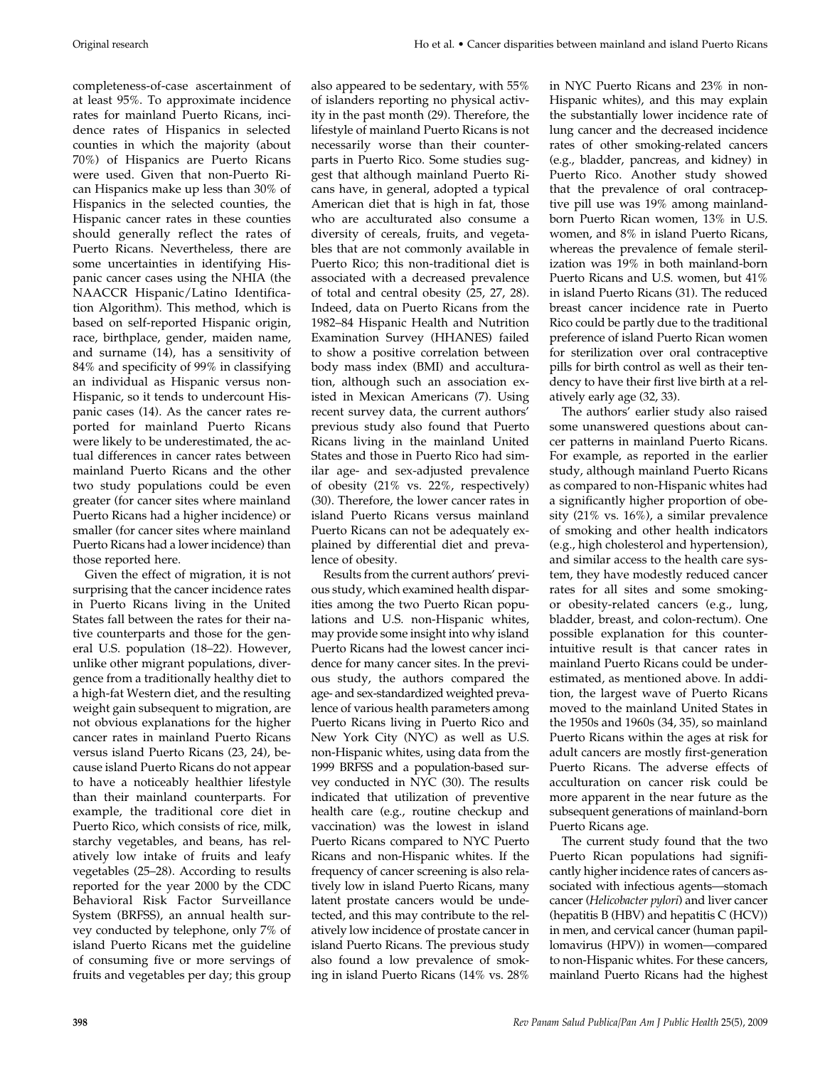completeness-of-case ascertainment of at least 95%. To approximate incidence rates for mainland Puerto Ricans, incidence rates of Hispanics in selected counties in which the majority (about 70%) of Hispanics are Puerto Ricans were used. Given that non-Puerto Rican Hispanics make up less than 30% of Hispanics in the selected counties, the Hispanic cancer rates in these counties should generally reflect the rates of Puerto Ricans. Nevertheless, there are some uncertainties in identifying Hispanic cancer cases using the NHIA (the NAACCR Hispanic/Latino Identification Algorithm). This method, which is based on self-reported Hispanic origin, race, birthplace, gender, maiden name, and surname (14), has a sensitivity of 84% and specificity of 99% in classifying an individual as Hispanic versus non-Hispanic, so it tends to undercount Hispanic cases (14). As the cancer rates reported for mainland Puerto Ricans were likely to be underestimated, the actual differences in cancer rates between mainland Puerto Ricans and the other two study populations could be even greater (for cancer sites where mainland Puerto Ricans had a higher incidence) or smaller (for cancer sites where mainland Puerto Ricans had a lower incidence) than those reported here.

Given the effect of migration, it is not surprising that the cancer incidence rates in Puerto Ricans living in the United States fall between the rates for their native counterparts and those for the general U.S. population (18–22). However, unlike other migrant populations, divergence from a traditionally healthy diet to a high-fat Western diet, and the resulting weight gain subsequent to migration, are not obvious explanations for the higher cancer rates in mainland Puerto Ricans versus island Puerto Ricans (23, 24), because island Puerto Ricans do not appear to have a noticeably healthier lifestyle than their mainland counterparts. For example, the traditional core diet in Puerto Rico, which consists of rice, milk, starchy vegetables, and beans, has relatively low intake of fruits and leafy vegetables (25–28). According to results reported for the year 2000 by the CDC Behavioral Risk Factor Surveillance System (BRFSS), an annual health survey conducted by telephone, only 7% of island Puerto Ricans met the guideline of consuming five or more servings of fruits and vegetables per day; this group also appeared to be sedentary, with 55% of islanders reporting no physical activity in the past month (29). Therefore, the lifestyle of mainland Puerto Ricans is not necessarily worse than their counterparts in Puerto Rico. Some studies suggest that although mainland Puerto Ricans have, in general, adopted a typical American diet that is high in fat, those who are acculturated also consume a diversity of cereals, fruits, and vegetables that are not commonly available in Puerto Rico; this non-traditional diet is associated with a decreased prevalence of total and central obesity (25, 27, 28). Indeed, data on Puerto Ricans from the 1982–84 Hispanic Health and Nutrition Examination Survey (HHANES) failed to show a positive correlation between body mass index (BMI) and acculturation, although such an association existed in Mexican Americans (7). Using recent survey data, the current authors' previous study also found that Puerto Ricans living in the mainland United States and those in Puerto Rico had similar age- and sex-adjusted prevalence of obesity (21% vs. 22%, respectively) (30). Therefore, the lower cancer rates in island Puerto Ricans versus mainland Puerto Ricans can not be adequately explained by differential diet and prevalence of obesity.

Results from the current authors' previous study, which examined health disparities among the two Puerto Rican populations and U.S. non-Hispanic whites, may provide some insight into why island Puerto Ricans had the lowest cancer incidence for many cancer sites. In the previous study, the authors compared the age- and sex-standardized weighted prevalence of various health parameters among Puerto Ricans living in Puerto Rico and New York City (NYC) as well as U.S. non-Hispanic whites, using data from the 1999 BRFSS and a population-based survey conducted in NYC (30). The results indicated that utilization of preventive health care (e.g., routine checkup and vaccination) was the lowest in island Puerto Ricans compared to NYC Puerto Ricans and non-Hispanic whites. If the frequency of cancer screening is also relatively low in island Puerto Ricans, many latent prostate cancers would be undetected, and this may contribute to the relatively low incidence of prostate cancer in island Puerto Ricans. The previous study also found a low prevalence of smoking in island Puerto Ricans (14% vs. 28% in NYC Puerto Ricans and 23% in non-Hispanic whites), and this may explain the substantially lower incidence rate of lung cancer and the decreased incidence rates of other smoking-related cancers (e.g., bladder, pancreas, and kidney) in Puerto Rico. Another study showed that the prevalence of oral contraceptive pill use was 19% among mainland-born Puerto Rican women, 13% in U.S. women, and 8% in island Puerto Ricans, whereas the prevalence of female sterilization was 19% in both mainland-born Puerto Ricans and U.S. women, but 41% in island Puerto Ricans (31). The reduced breast cancer incidence rate in Puerto Rico could be partly due to the traditional preference of island Puerto Rican women for sterilization over oral contraceptive pills for birth control as well as their tendency to have their first live birth at a relatively early age (32, 33).

The authors' earlier study also raised some unanswered questions about cancer patterns in mainland Puerto Ricans. For example, as reported in the earlier study, although mainland Puerto Ricans as compared to non-Hispanic whites had a significantly higher proportion of obesity (21% vs. 16%), a similar prevalence of smoking and other health indicators (e.g., high cholesterol and hypertension), and similar access to the health care system, they have modestly reduced cancer rates for all sites and some smoking- or obesity-related cancers (e.g., lung, bladder, breast, and colon-rectum). One possible explanation for this counterintuitive result is that cancer rates in mainland Puerto Ricans could be underestimated, as mentioned above. In addition, the largest wave of Puerto Ricans moved to the mainland United States in the 1950s and 1960s (34, 35), so mainland Puerto Ricans within the ages at risk for adult cancers are mostly first-generation Puerto Ricans. The adverse effects of acculturation on cancer risk could be more apparent in the near future as the subsequent generations of mainland-born Puerto Ricans age.

The current study found that the two Puerto Rican populations had significantly higher incidence rates of cancers associated with infectious agents—stomach cancer (*Helicobacter pylori*) and liver cancer (hepatitis B (HBV) and hepatitis C (HCV)) in men, and cervical cancer (human papillomavirus (HPV)) in women—compared to non-Hispanic whites. For these cancers, mainland Puerto Ricans had the highest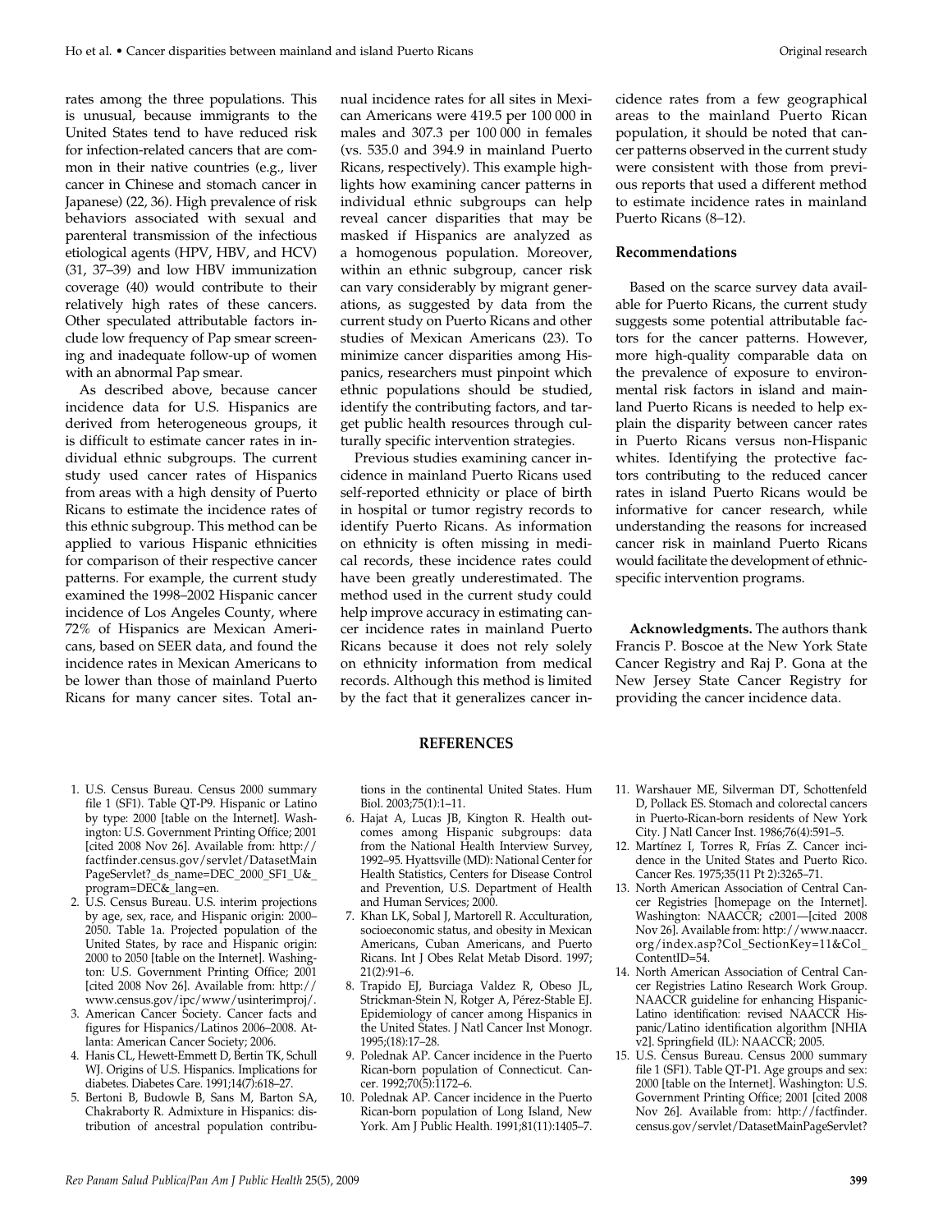rates among the three populations. This is unusual, because immigrants to the United States tend to have reduced risk for infection-related cancers that are common in their native countries (e.g., liver cancer in Chinese and stomach cancer in Japanese) (22, 36). High prevalence of risk behaviors associated with sexual and parenteral transmission of the infectious etiological agents (HPV, HBV, and HCV) (31, 37–39) and low HBV immunization coverage (40) would contribute to their relatively high rates of these cancers. Other speculated attributable factors include low frequency of Pap smear screening and inadequate follow-up of women with an abnormal Pap smear.

As described above, because cancer incidence data for U.S. Hispanics are derived from heterogeneous groups, it is difficult to estimate cancer rates in individual ethnic subgroups. The current study used cancer rates of Hispanics from areas with a high density of Puerto Ricans to estimate the incidence rates of this ethnic subgroup. This method can be applied to various Hispanic ethnicities for comparison of their respective cancer patterns. For example, the current study examined the 1998–2002 Hispanic cancer incidence of Los Angeles County, where 72% of Hispanics are Mexican Americans, based on SEER data, and found the incidence rates in Mexican Americans to be lower than those of mainland Puerto Ricans for many cancer sites. Total annual incidence rates for all sites in Mexican Americans were 419.5 per 100 000 in males and 307.3 per 100 000 in females (vs. 535.0 and 394.9 in mainland Puerto Ricans, respectively). This example highlights how examining cancer patterns in individual ethnic subgroups can help reveal cancer disparities that may be masked if Hispanics are analyzed as a homogenous population. Moreover, within an ethnic subgroup, cancer risk can vary considerably by migrant generations, as suggested by data from the current study on Puerto Ricans and other studies of Mexican Americans (23). To minimize cancer disparities among Hispanics, researchers must pinpoint which ethnic populations should be studied, identify the contributing factors, and target public health resources through culturally specific intervention strategies.

Previous studies examining cancer incidence in mainland Puerto Ricans used self-reported ethnicity or place of birth in hospital or tumor registry records to identify Puerto Ricans. As information on ethnicity is often missing in medical records, these incidence rates could have been greatly underestimated. The method used in the current study could help improve accuracy in estimating cancer incidence rates in mainland Puerto Ricans because it does not rely solely on ethnicity information from medical records. Although this method is limited by the fact that it generalizes cancer incidence rates from a few geographical areas to the mainland Puerto Rican population, it should be noted that cancer patterns observed in the current study were consistent with those from previous reports that used a different method to estimate incidence rates in mainland Puerto Ricans (8–12).

## Recommendations

Based on the scarce survey data available for Puerto Ricans, the current study suggests some potential attributable factors for the cancer patterns. However, more high-quality comparable data on the prevalence of exposure to environmental risk factors in island and mainland Puerto Ricans is needed to help explain the disparity between cancer rates in Puerto Ricans versus non-Hispanic whites. Identifying the protective factors contributing to the reduced cancer rates in island Puerto Ricans would be informative for cancer research, while understanding the reasons for increased cancer risk in mainland Puerto Ricans would facilitate the development of ethnic-specific intervention programs.

**Acknowledgments.** The authors thank Francis P. Boscoe at the New York State Cancer Registry and Raj P. Gona at the New Jersey State Cancer Registry for providing the cancer incidence data.

## REFERENCES

1. U.S. Census Bureau. Census 2000 summary file 1 (SF1). Table QT-P9. Hispanic or Latino by type: 2000 [table on the Internet]. Washington: U.S. Government Printing Office; 2001 [cited 2008 Nov 26]. Available from: http://factfinder.census.gov/servlet/DatasetMainPageServlet?_ds_name=DEC_2000_SF1_U&_program=DEC&_lang=en.
2. U.S. Census Bureau. U.S. interim projections by age, sex, race, and Hispanic origin: 2000–2050. Table 1a. Projected population of the United States, by race and Hispanic origin: 2000 to 2050 [table on the Internet]. Washington: U.S. Government Printing Office; 2001 [cited 2008 Nov 26]. Available from: http://www.census.gov/ipc/www/usinterimproj/.
3. American Cancer Society. Cancer facts and figures for Hispanics/Latinos 2006–2008. Atlanta: American Cancer Society; 2006.
4. Hanis CL, Hewett-Emmett D, Bertin TK, Schull WJ. Origins of U.S. Hispanics. Implications for diabetes. Diabetes Care. 1991;14(7):618–27.
5. Bertoni B, Budowle B, Sans M, Barton SA, Chakraborty R. Admixture in Hispanics: distribution of ancestral population contributions in the continental United States. Hum Biol. 2003;75(1):1–11.
6. Hajat A, Lucas JB, Kington R. Health outcomes among Hispanic subgroups: data from the National Health Interview Survey, 1992–95. Hyattsville (MD): National Center for Health Statistics, Centers for Disease Control and Prevention, U.S. Department of Health and Human Services; 2000.
7. Khan LK, Sobal J, Martorell R. Acculturation, socioeconomic status, and obesity in Mexican Americans, Cuban Americans, and Puerto Ricans. Int J Obes Relat Metab Disord. 1997;21(2):91–6.
8. Trapido EJ, Burciaga Valdez R, Obeso JL, Strickman-Stein N, Rotger A, Pérez-Stable EJ. Epidemiology of cancer among Hispanics in the United States. J Natl Cancer Inst Monogr. 1995;(18):17–28.
9. Polednak AP. Cancer incidence in the Puerto Rican-born population of Connecticut. Cancer. 1992;70(5):1172–6.
10. Polednak AP. Cancer incidence in the Puerto Rican-born population of Long Island, New York. Am J Public Health. 1991;81(11):1405–7.
11. Warshauer ME, Silverman DT, Schottenfeld D, Pollack ES. Stomach and colorectal cancers in Puerto-Rican-born residents of New York City. J Natl Cancer Inst. 1986;76(4):591–5.
12. Martínez I, Torres R, Frías Z. Cancer incidence in the United States and Puerto Rico. Cancer Res. 1975;35(11 Pt 2):3265–71.
13. North American Association of Central Cancer Registries [homepage on the Internet]. Washington: NAACCR; c2001—[cited 2008 Nov 26]. Available from: http://www.naaccr.org/index.asp?Col_SectionKey=11&Col_ContentID=54.
14. North American Association of Central Cancer Registries Latino Research Work Group. NAACCR guideline for enhancing Hispanic-Latino identification: revised NAACCR Hispanic/Latino identification algorithm [NHIA v2]. Springfield (IL): NAACCR; 2005.
15. U.S. Census Bureau. Census 2000 summary file 1 (SF1). Table QT-P1. Age groups and sex: 2000 [table on the Internet]. Washington: U.S. Government Printing Office; 2001 [cited 2008 Nov 26]. Available from: http://factfinder.census.gov/servlet/DatasetMainPageServlet?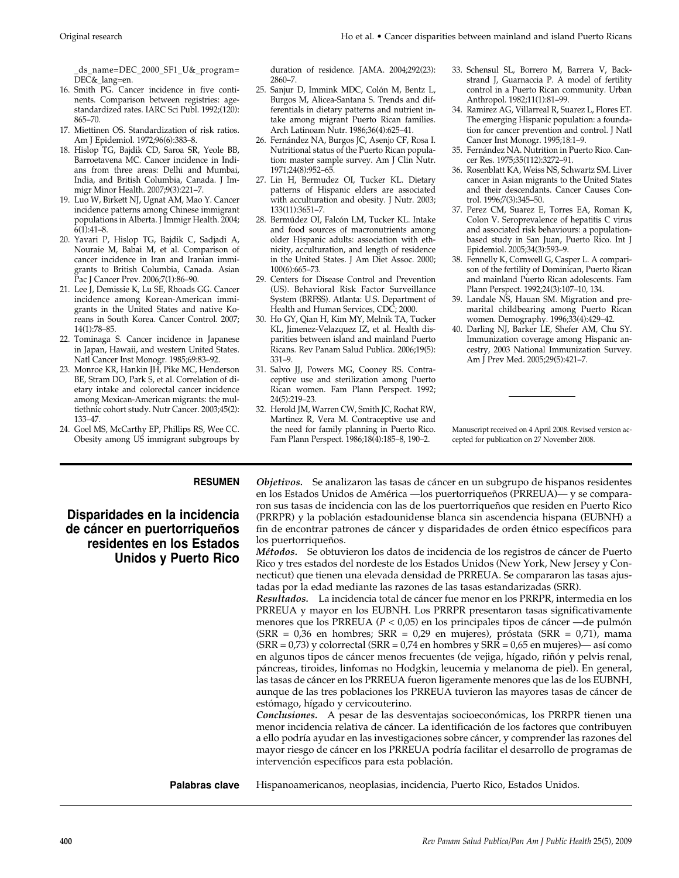_ds_name=DEC_2000_SF1_U&_program=DEC&_lang=en.

16. Smith PG. Cancer incidence in five continents. Comparison between registries: age-standardized rates. IARC Sci Publ. 1992;(120): 865–70.
17. Miettinen OS. Standardization of risk ratios. Am J Epidemiol. 1972;96(6):383–8.
18. Hislop TG, Bajdik CD, Saroa SR, Yeole BB, Barroetavena MC. Cancer incidence in Indians from three areas: Delhi and Mumbai, India, and British Columbia, Canada. J Immigr Minor Health. 2007;9(3):221–7.
19. Luo W, Birkett NJ, Ugnat AM, Mao Y. Cancer incidence patterns among Chinese immigrant populations in Alberta. J Immigr Health. 2004; 6(1):41–8.
20. Yavari P, Hislop TG, Bajdik C, Sadjadi A, Nouraie M, Babai M, et al. Comparison of cancer incidence in Iran and Iranian immigrants to British Columbia, Canada. Asian Pac J Cancer Prev. 2006;7(1):86–90.
21. Lee J, Demissie K, Lu SE, Rhoads GG. Cancer incidence among Korean-American immigrants in the United States and native Koreans in South Korea. Cancer Control. 2007; 14(1):78–85.
22. Tominaga S. Cancer incidence in Japanese in Japan, Hawaii, and western United States. Natl Cancer Inst Monogr. 1985;69:83–92.
23. Monroe KR, Hankin JH, Pike MC, Henderson BE, Stram DO, Park S, et al. Correlation of dietary intake and colorectal cancer incidence among Mexican-American migrants: the multiethnic cohort study. Nutr Cancer. 2003;45(2): 133–47.
24. Goel MS, McCarthy EP, Phillips RS, Wee CC. Obesity among US immigrant subgroups by duration of residence. JAMA. 2004;292(23): 2860–7.
25. Sanjur D, Immink MDC, Colón M, Bentz L, Burgos M, Alicea-Santana S. Trends and differentials in dietary patterns and nutrient intake among migrant Puerto Rican families. Arch Latinoam Nutr. 1986;36(4):625–41.
26. Fernández NA, Burgos JC, Asenjo CF, Rosa I. Nutritional status of the Puerto Rican population: master sample survey. Am J Clin Nutr. 1971;24(8):952–65.
27. Lin H, Bermudez OI, Tucker KL. Dietary patterns of Hispanic elders are associated with acculturation and obesity. J Nutr. 2003; 133(11):3651–7.
28. Bermúdez OI, Falcón LM, Tucker KL. Intake and food sources of macronutrients among older Hispanic adults: association with ethnicity, acculturation, and length of residence in the United States. J Am Diet Assoc. 2000; 100(6):665–73.
29. Centers for Disease Control and Prevention (US). Behavioral Risk Factor Surveillance System (BRFSS). Atlanta: U.S. Department of Health and Human Services, CDC; 2000.
30. Ho GY, Qian H, Kim MY, Melnik TA, Tucker KL, Jimenez-Velazquez IZ, et al. Health disparities between island and mainland Puerto Ricans. Rev Panam Salud Publica. 2006;19(5): 331–9.
31. Salvo JJ, Powers MG, Cooney RS. Contraceptive use and sterilization among Puerto Rican women. Fam Plann Perspect. 1992; 24(5):219–23.
32. Herold JM, Warren CW, Smith JC, Rochat RW, Martinez R, Vera M. Contraceptive use and the need for family planning in Puerto Rico. Fam Plann Perspect. 1986;18(4):185–8, 190–2.
33. Schensul SL, Borrero M, Barrera V, Backstrand J, Guarnaccia P. A model of fertility control in a Puerto Rican community. Urban Anthropol. 1982;11(1):81–99.
34. Ramirez AG, Villarreal R, Suarez L, Flores ET. The emerging Hispanic population: a foundation for cancer prevention and control. J Natl Cancer Inst Monogr. 1995;18:1–9.
35. Fernández NA. Nutrition in Puerto Rico. Cancer Res. 1975;35(112):3272–91.
36. Rosenblatt KA, Weiss NS, Schwartz SM. Liver cancer in Asian migrants to the United States and their descendants. Cancer Causes Control. 1996;7(3):345–50.
37. Perez CM, Suarez E, Torres EA, Roman K, Colon V. Seroprevalence of hepatitis C virus and associated risk behaviours: a population-based study in San Juan, Puerto Rico. Int J Epidemiol. 2005;34(3):593–9.
38. Fennelly K, Cornwell G, Casper L. A comparison of the fertility of Dominican, Puerto Rican and mainland Puerto Rican adolescents. Fam Plann Perspect. 1992;24(3):107–10, 134.
39. Landale NS, Hauan SM. Migration and premarital childbearing among Puerto Rican women. Demography. 1996;33(4):429–42.
40. Darling NJ, Barker LE, Shefer AM, Chu SY. Immunization coverage among Hispanic ancestry, 2003 National Immunization Survey. Am J Prev Med. 2005;29(5):421–7.

Manuscript received on 4 April 2008. Revised version accepted for publication on 27 November 2008.

## RESUMEN

## Disparidades en la incidencia de cáncer en puertorriqueños residentes en los Estados Unidos y Puerto Rico

***Objetivos.*** Se analizaron las tasas de cáncer en un subgrupo de hispanos residentes en los Estados Unidos de América —los puertorriqueños (PRREUA)— y se compararon sus tasas de incidencia con las de los puertorriqueños que residen en Puerto Rico (PRRPR) y la población estadounidense blanca sin ascendencia hispana (EUBNH) a fin de encontrar patrones de cáncer y disparidades de orden étnico específicos para los puertorriqueños.

***Métodos.*** Se obtuvieron los datos de incidencia de los registros de cáncer de Puerto Rico y tres estados del nordeste de los Estados Unidos (New York, New Jersey y Connecticut) que tienen una elevada densidad de PRREUA. Se compararon las tasas ajustadas por la edad mediante las razones de las tasas estandarizadas (SRR).

***Resultados.*** La incidencia total de cáncer fue menor en los PRRPR, intermedia en los PRREUA y mayor en los EUBNH. Los PRRPR presentaron tasas significativamente menores que los PRREUA ($P < 0{,}05$) en los principales tipos de cáncer —de pulmón (SRR = 0,36 en hombres; SRR = 0,29 en mujeres), próstata (SRR = 0,71), mama (SRR = 0,73) y colorrectal (SRR = 0,74 en hombres y SRR = 0,65 en mujeres)— así como en algunos tipos de cáncer menos frecuentes (de vejiga, hígado, riñón y pelvis renal, páncreas, tiroides, linfomas no Hodgkin, leucemia y melanoma de piel). En general, las tasas de cáncer en los PRREUA fueron ligeramente menores que las de los EUBNH, aunque de las tres poblaciones los PRREUA tuvieron las mayores tasas de cáncer de estómago, hígado y cervicouterino.

***Conclusiones.*** A pesar de las desventajas socioeconómicas, los PRRPR tienen una menor incidencia relativa de cáncer. La identificación de los factores que contribuyen a ello podría ayudar en las investigaciones sobre cáncer, y comprender las razones del mayor riesgo de cáncer en los PRREUA podría facilitar el desarrollo de programas de intervención específicos para esta población.

**Palabras clave** Hispanoamericanos, neoplasias, incidencia, Puerto Rico, Estados Unidos.